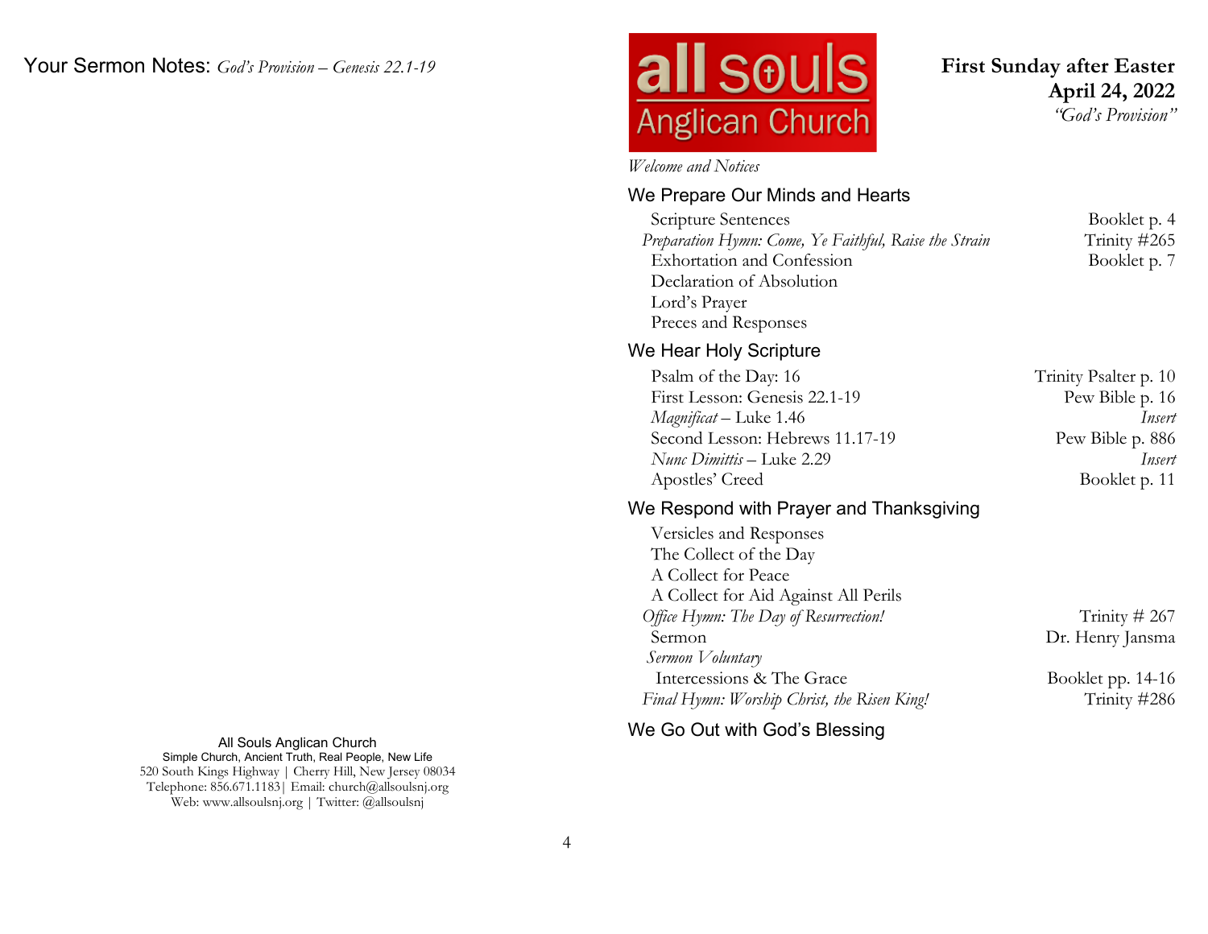Your Sermon Notes: *God's Provision – Genesis 22.1-19*

All Souls Anglican Church
Simple Church, Ancient Truth, Real People, New Life
520 South Kings Highway | Cherry Hill, New Jersey 08034
Telephone: 856.671.1183| Email: church@allsoulsnj.org
Web: www.allsoulsnj.org | Twitter: @allsoulsnj

all souls
Anglican Church

**First Sunday after Easter**
**April 24, 2022**
*"God's Provision"*

*Welcome and Notices*

## We Prepare Our Minds and Hearts

| | |
|---|---|
| Scripture Sentences | Booklet p. 4 |
| *Preparation Hymn: Come, Ye Faithful, Raise the Strain* | Trinity #265 |
| Exhortation and Confession | Booklet p. 7 |
| Declaration of Absolution | |
| Lord's Prayer | |
| Preces and Responses | |

## We Hear Holy Scripture

| | |
|---|---|
| Psalm of the Day: 16 | Trinity Psalter p. 10 |
| First Lesson: Genesis 22.1-19 | Pew Bible p. 16 |
| *Magnificat* – Luke 1.46 | *Insert* |
| Second Lesson: Hebrews 11.17-19 | Pew Bible p. 886 |
| *Nunc Dimittis* – Luke 2.29 | *Insert* |
| Apostles' Creed | Booklet p. 11 |

## We Respond with Prayer and Thanksgiving

| | |
|---|---|
| Versicles and Responses | |
| The Collect of the Day | |
| A Collect for Peace | |
| A Collect for Aid Against All Perils | |
| *Office Hymn: The Day of Resurrection!* | Trinity # 267 |
| Sermon | Dr. Henry Jansma |
| *Sermon Voluntary* | |
| Intercessions & The Grace | Booklet pp. 14-16 |
| *Final Hymn: Worship Christ, the Risen King!* | Trinity #286 |

## We Go Out with God's Blessing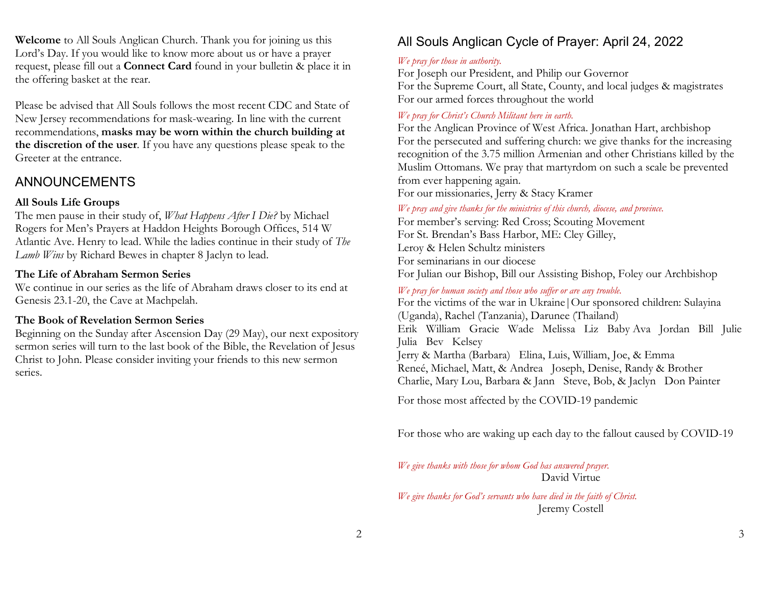**Welcome** to All Souls Anglican Church. Thank you for joining us this Lord's Day. If you would like to know more about us or have a prayer request, please fill out a **Connect Card** found in your bulletin & place it in the offering basket at the rear.

Please be advised that All Souls follows the most recent CDC and State of New Jersey recommendations for mask-wearing. In line with the current recommendations, **masks may be worn within the church building at the discretion of the user**. If you have any questions please speak to the Greeter at the entrance.

## ANNOUNCEMENTS

### All Souls Life Groups

The men pause in their study of, *What Happens After I Die?* by Michael Rogers for Men's Prayers at Haddon Heights Borough Offices, 514 W Atlantic Ave. Henry to lead. While the ladies continue in their study of *The Lamb Wins* by Richard Bewes in chapter 8 Jaclyn to lead.

### The Life of Abraham Sermon Series

We continue in our series as the life of Abraham draws closer to its end at Genesis 23.1-20, the Cave at Machpelah.

### The Book of Revelation Sermon Series

Beginning on the Sunday after Ascension Day (29 May), our next expository sermon series will turn to the last book of the Bible, the Revelation of Jesus Christ to John. Please consider inviting your friends to this new sermon series.

## All Souls Anglican Cycle of Prayer: April 24, 2022

*We pray for those in authority.*

For Joseph our President, and Philip our Governor
For the Supreme Court, all State, County, and local judges & magistrates
For our armed forces throughout the world

*We pray for Christ's Church Militant here in earth.*

For the Anglican Province of West Africa. Jonathan Hart, archbishop
For the persecuted and suffering church: we give thanks for the increasing recognition of the 3.75 million Armenian and other Christians killed by the Muslim Ottomans. We pray that martyrdom on such a scale be prevented from ever happening again.
For our missionaries, Jerry & Stacy Kramer

*We pray and give thanks for the ministries of this church, diocese, and province.*

For member's serving: Red Cross; Scouting Movement
For St. Brendan's Bass Harbor, ME: Cley Gilley,
Leroy & Helen Schultz ministers
For seminarians in our diocese
For Julian our Bishop, Bill our Assisting Bishop, Foley our Archbishop

*We pray for human society and those who suffer or are any trouble.*

For the victims of the war in Ukraine | Our sponsored children: Sulayina (Uganda), Rachel (Tanzania), Darunee (Thailand)
Erik William Gracie Wade Melissa Liz Baby Ava Jordan Bill Julie Julia Bev Kelsey
Jerry & Martha (Barbara) Elina, Luis, William, Joe, & Emma
Reneé, Michael, Matt, & Andrea Joseph, Denise, Randy & Brother
Charlie, Mary Lou, Barbara & Jann Steve, Bob, & Jaclyn Don Painter

For those most affected by the COVID-19 pandemic

For those who are waking up each day to the fallout caused by COVID-19

*We give thanks with those for whom God has answered prayer.*

David Virtue

*We give thanks for God's servants who have died in the faith of Christ.*

Jeremy Costell